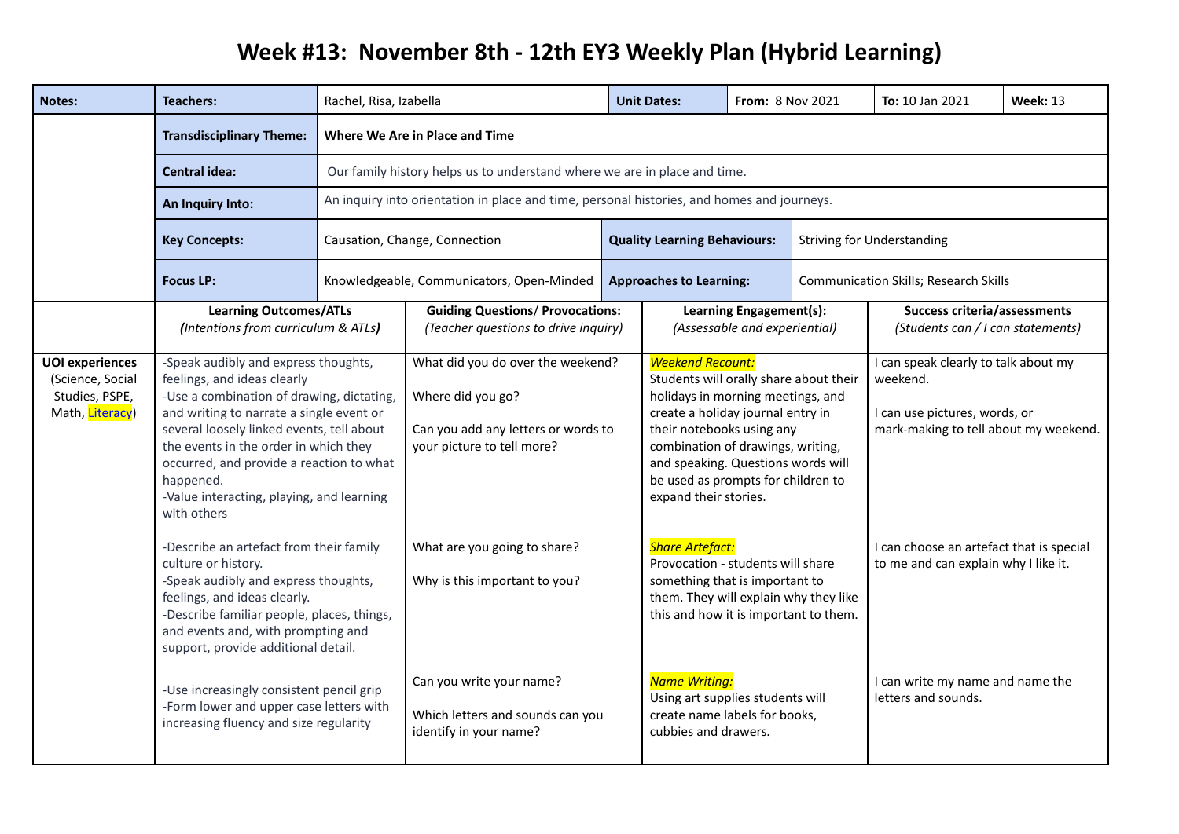# Week #13: November 8th - 12th EY3 Weekly Plan (Hybrid Learning)

| Notes: | Teachers: | Rachel, Risa, Izabella | Unit Dates: | From: 8 Nov 2021 | To: 10 Jan 2021 | Week: 13 |
|---|---|---|---|---|---|---|
| | **Transdisciplinary Theme:** | **Where We Are in Place and Time** | | | | |
| | **Central idea:** | Our family history helps us to understand where we are in place and time. | | | | |
| | **An Inquiry Into:** | An inquiry into orientation in place and time, personal histories, and homes and journeys. | | | | |
| | **Key Concepts:** | Causation, Change, Connection | **Quality Learning Behaviours:** | Striving for Understanding | | |
| | **Focus LP:** | Knowledgeable, Communicators, Open-Minded | **Approaches to Learning:** | Communication Skills; Research Skills | | |

| | **Learning Outcomes/ATLs** *(Intentions from curriculum & ATLs)* | **Guiding Questions/ Provocations:** *(Teacher questions to drive inquiry)* | **Learning Engagement(s):** *(Assessable and experiential)* | **Success criteria/assessments** *(Students can / I can statements)* |
|---|---|---|---|---|
| **UOI experiences** (Science, Social Studies, PSPE, Math, Literacy) | -Speak audibly and express thoughts, feelings, and ideas clearly<br>-Use a combination of drawing, dictating, and writing to narrate a single event or several loosely linked events, tell about the events in the order in which they occurred, and provide a reaction to what happened.<br>-Value interacting, playing, and learning with others | What did you do over the weekend?<br><br>Where did you go?<br><br>Can you add any letters or words to your picture to tell more? | *Weekend Recount:*<br>Students will orally share about their holidays in morning meetings, and create a holiday journal entry in their notebooks using any combination of drawings, writing, and speaking. Questions words will be used as prompts for children to expand their stories. | I can speak clearly to talk about my weekend.<br><br>I can use pictures, words, or mark-making to tell about my weekend. |
| | -Describe an artefact from their family culture or history.<br>-Speak audibly and express thoughts, feelings, and ideas clearly.<br>-Describe familiar people, places, things, and events and, with prompting and support, provide additional detail. | What are you going to share?<br><br>Why is this important to you? | *Share Artefact:*<br>Provocation - students will share something that is important to them. They will explain why they like this and how it is important to them. | I can choose an artefact that is special to me and can explain why I like it. |
| | -Use increasingly consistent pencil grip<br>-Form lower and upper case letters with increasing fluency and size regularity | Can you write your name?<br><br>Which letters and sounds can you identify in your name? | *Name Writing:*<br>Using art supplies students will create name labels for books, cubbies and drawers. | I can write my name and name the letters and sounds. |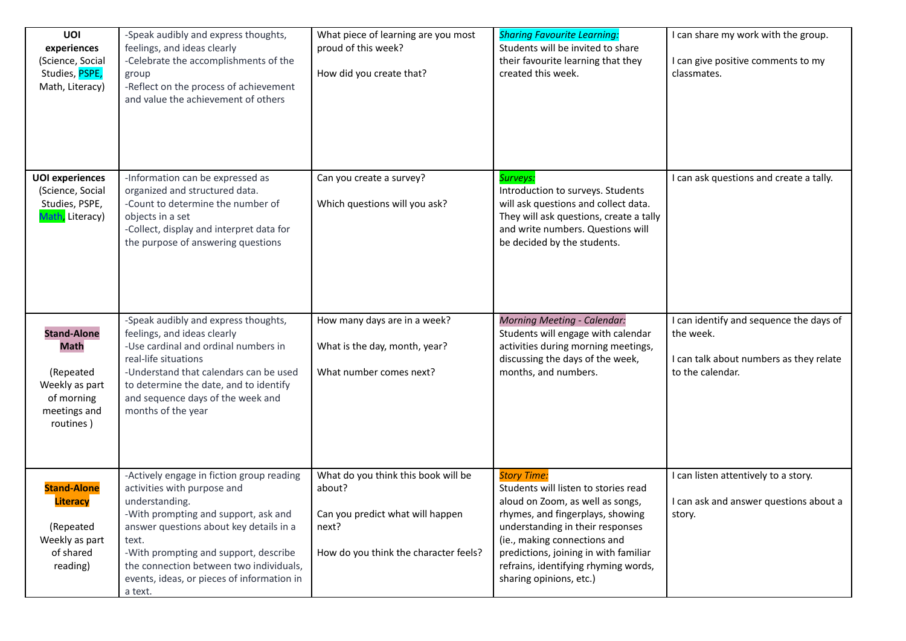| | | | | |
|---|---|---|---|---|
| **UOI experiences** (Science, Social Studies, PSPE, Math, Literacy) | -Speak audibly and express thoughts, feelings, and ideas clearly<br>-Celebrate the accomplishments of the group<br>-Reflect on the process of achievement and value the achievement of others | What piece of learning are you most proud of this week?<br><br>How did you create that? | *Sharing Favourite Learning:*<br>Students will be invited to share their favourite learning that they created this week. | I can share my work with the group.<br><br>I can give positive comments to my classmates. |
| **UOI experiences** (Science, Social Studies, PSPE, Math, Literacy) | -Information can be expressed as organized and structured data.<br>-Count to determine the number of objects in a set<br>-Collect, display and interpret data for the purpose of answering questions | Can you create a survey?<br><br>Which questions will you ask? | *Surveys:*<br>Introduction to surveys. Students will ask questions and collect data. They will ask questions, create a tally and write numbers. Questions will be decided by the students. | I can ask questions and create a tally. |
| **Stand-Alone Math**<br><br>(Repeated Weekly as part of morning meetings and routines ) | -Speak audibly and express thoughts, feelings, and ideas clearly<br>-Use cardinal and ordinal numbers in real-life situations<br>-Understand that calendars can be used to determine the date, and to identify and sequence days of the week and months of the year | How many days are in a week?<br><br>What is the day, month, year?<br><br>What number comes next? | *Morning Meeting - Calendar:*<br>Students will engage with calendar activities during morning meetings, discussing the days of the week, months, and numbers. | I can identify and sequence the days of the week.<br><br>I can talk about numbers as they relate to the calendar. |
| **Stand-Alone Literacy**<br><br>(Repeated Weekly as part of shared reading) | -Actively engage in fiction group reading activities with purpose and understanding.<br>-With prompting and support, ask and answer questions about key details in a text.<br>-With prompting and support, describe the connection between two individuals, events, ideas, or pieces of information in a text. | What do you think this book will be about?<br><br>Can you predict what will happen next?<br><br>How do you think the character feels? | *Story Time:*<br>Students will listen to stories read aloud on Zoom, as well as songs, rhymes, and fingerplays, showing understanding in their responses (ie., making connections and predictions, joining in with familiar refrains, identifying rhyming words, sharing opinions, etc.) | I can listen attentively to a story.<br><br>I can ask and answer questions about a story. |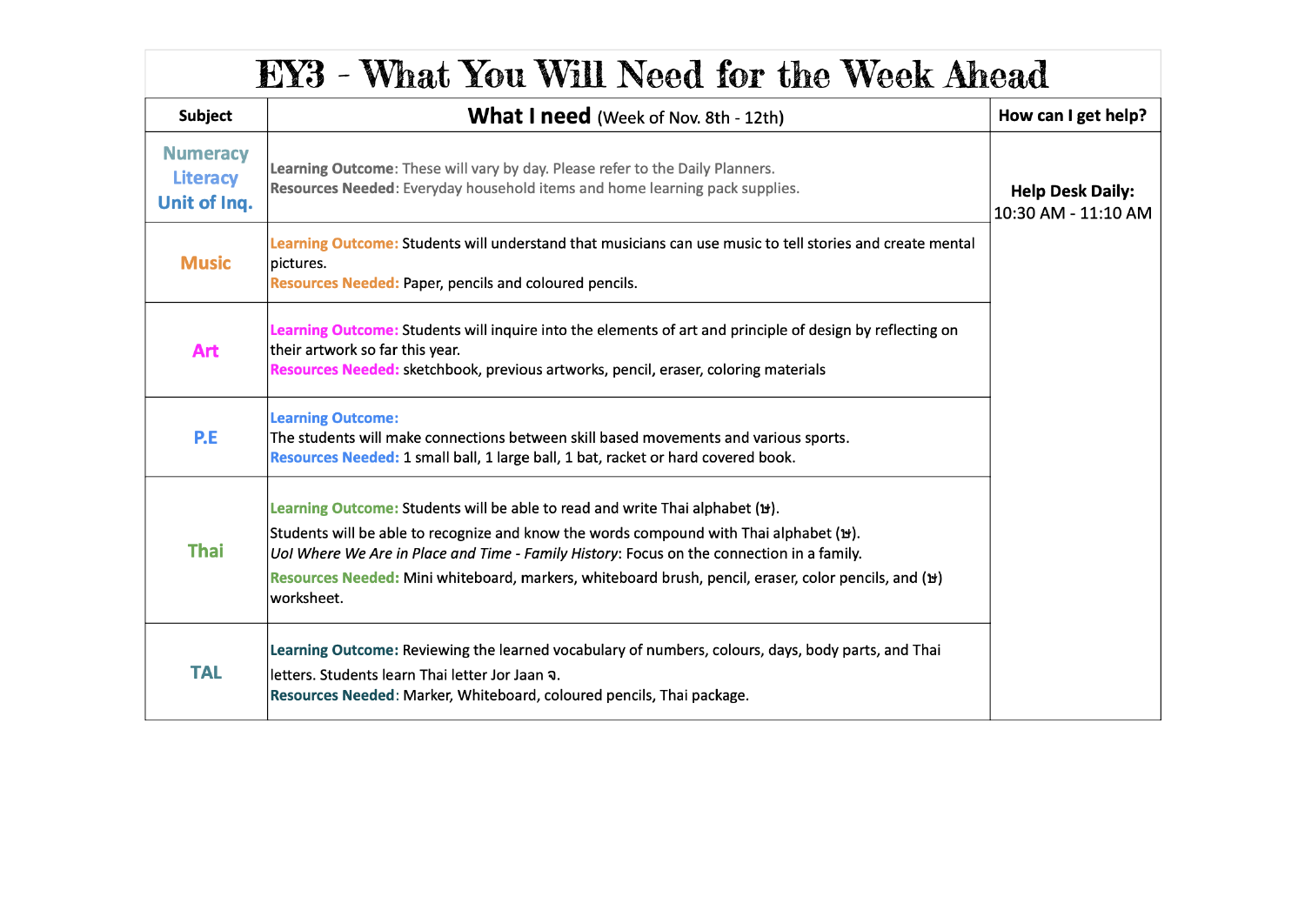# EY3 - What You Will Need for the Week Ahead

| Subject | What I need (Week of Nov. 8th - 12th) | How can I get help? |
|---|---|---|
| Numeracy Literacy Unit of Inq. | **Learning Outcome**: These will vary by day. Please refer to the Daily Planners.<br>**Resources Needed**: Everyday household items and home learning pack supplies. | **Help Desk Daily:**<br>10:30 AM - 11:10 AM |
| Music | **Learning Outcome:** Students will understand that musicians can use music to tell stories and create mental pictures.<br>**Resources Needed:** Paper, pencils and coloured pencils. | |
| Art | **Learning Outcome:** Students will inquire into the elements of art and principle of design by reflecting on their artwork so far this year.<br>**Resources Needed:** sketchbook, previous artworks, pencil, eraser, coloring materials | |
| P.E | **Learning Outcome:**<br>The students will make connections between skill based movements and various sports.<br>**Resources Needed:** 1 small ball, 1 large ball, 1 bat, racket or hard covered book. | |
| Thai | **Learning Outcome:** Students will be able to read and write Thai alphabet (ฆ).<br>Students will be able to recognize and know the words compound with Thai alphabet (ฆ).<br>*UoI Where We Are in Place and Time - Family History*: Focus on the connection in a family.<br>**Resources Needed:** Mini whiteboard, markers, whiteboard brush, pencil, eraser, color pencils, and (ฆ) worksheet. | |
| TAL | **Learning Outcome:** Reviewing the learned vocabulary of numbers, colours, days, body parts, and Thai letters. Students learn Thai letter Jor Jaan จ.<br>**Resources Needed**: Marker, Whiteboard, coloured pencils, Thai package. | |